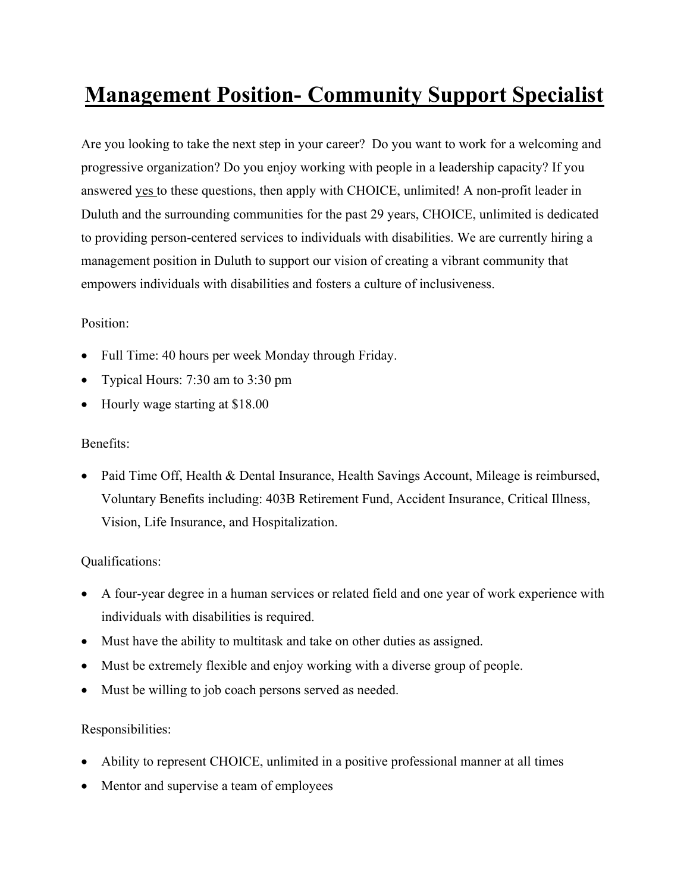# Management Position- Community Support Specialist

Are you looking to take the next step in your career? Do you want to work for a welcoming and progressive organization? Do you enjoy working with people in a leadership capacity? If you answered yes to these questions, then apply with CHOICE, unlimited! A non-profit leader in Duluth and the surrounding communities for the past 29 years, CHOICE, unlimited is dedicated to providing person-centered services to individuals with disabilities. We are currently hiring a management position in Duluth to support our vision of creating a vibrant community that empowers individuals with disabilities and fosters a culture of inclusiveness.

Position:

- Full Time: 40 hours per week Monday through Friday.
- Typical Hours: 7:30 am to 3:30 pm
- Hourly wage starting at $18.00

Benefits:

- Paid Time Off, Health & Dental Insurance, Health Savings Account, Mileage is reimbursed, Voluntary Benefits including: 403B Retirement Fund, Accident Insurance, Critical Illness, Vision, Life Insurance, and Hospitalization.

Qualifications:

- A four-year degree in a human services or related field and one year of work experience with individuals with disabilities is required.
- Must have the ability to multitask and take on other duties as assigned.
- Must be extremely flexible and enjoy working with a diverse group of people.
- Must be willing to job coach persons served as needed.

Responsibilities:

- Ability to represent CHOICE, unlimited in a positive professional manner at all times
- Mentor and supervise a team of employees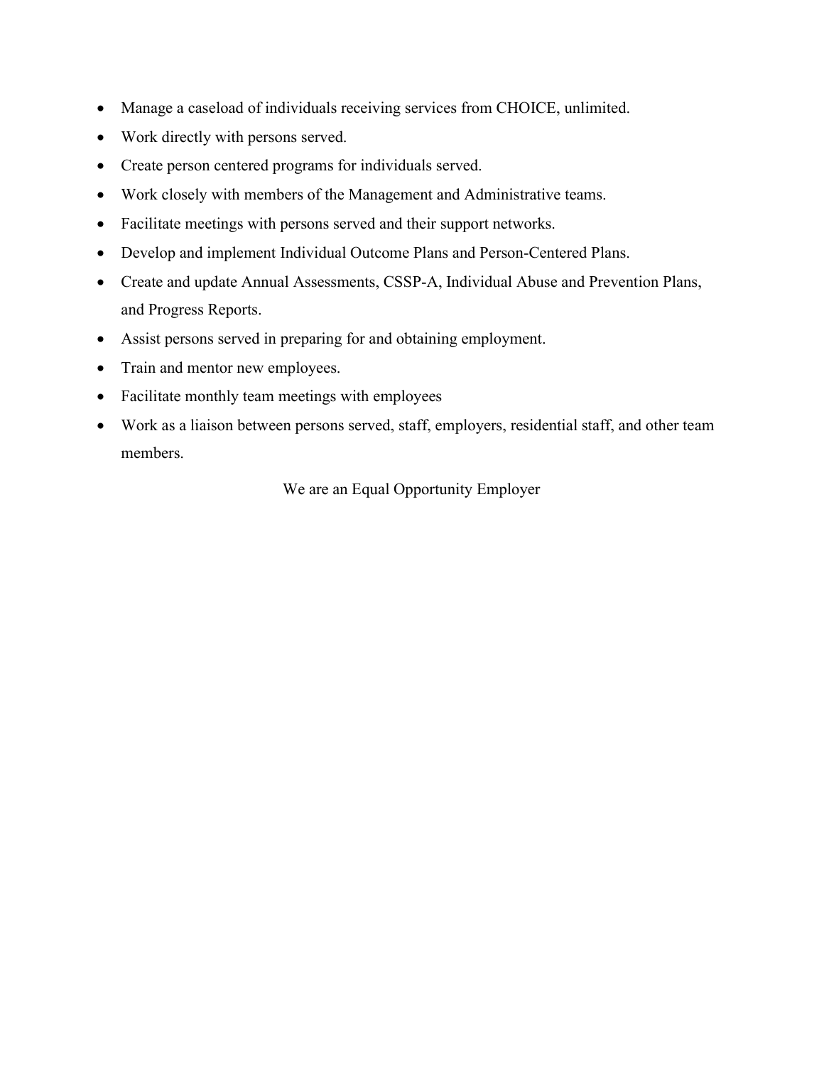- Manage a caseload of individuals receiving services from CHOICE, unlimited.
- Work directly with persons served.
- Create person centered programs for individuals served.
- Work closely with members of the Management and Administrative teams.
- Facilitate meetings with persons served and their support networks.
- Develop and implement Individual Outcome Plans and Person-Centered Plans.
- Create and update Annual Assessments, CSSP-A, Individual Abuse and Prevention Plans, and Progress Reports.
- Assist persons served in preparing for and obtaining employment.
- Train and mentor new employees.
- Facilitate monthly team meetings with employees
- Work as a liaison between persons served, staff, employers, residential staff, and other team members.

We are an Equal Opportunity Employer